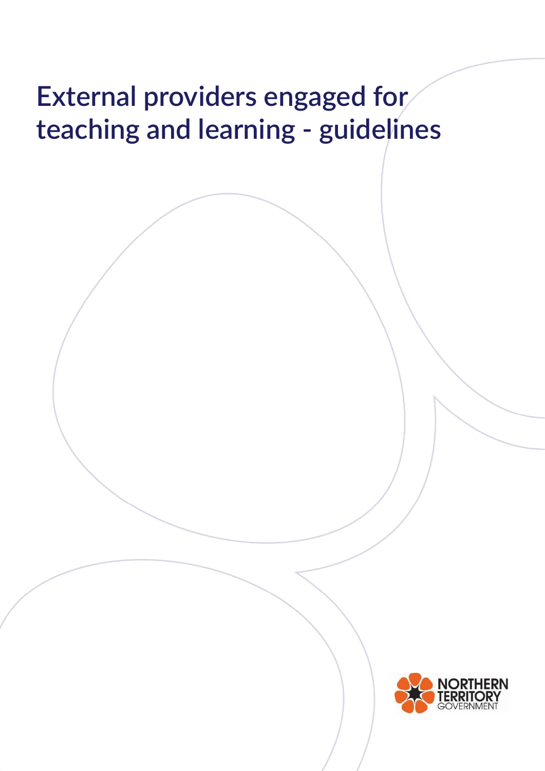# External providers engaged for teaching and learning - guidelines

NORTHERN TERRITORY GOVERNMENT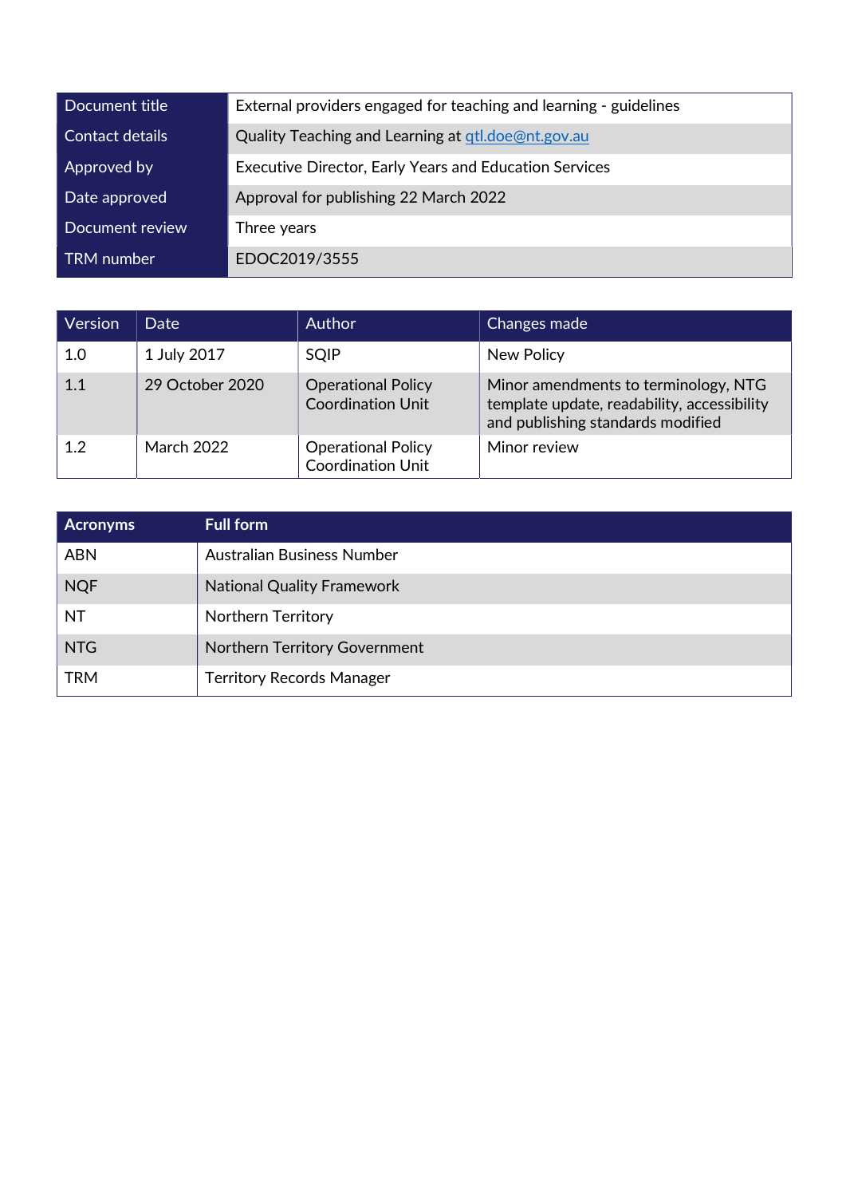| Document title | External providers engaged for teaching and learning - guidelines |
| --- | --- |
| Contact details | Quality Teaching and Learning at qtl.doe@nt.gov.au |
| Approved by | Executive Director, Early Years and Education Services |
| Date approved | Approval for publishing 22 March 2022 |
| Document review | Three years |
| TRM number | EDOC2019/3555 |

| Version | Date | Author | Changes made |
| --- | --- | --- | --- |
| 1.0 | 1 July 2017 | SQIP | New Policy |
| 1.1 | 29 October 2020 | Operational Policy Coordination Unit | Minor amendments to terminology, NTG template update, readability, accessibility and publishing standards modified |
| 1.2 | March 2022 | Operational Policy Coordination Unit | Minor review |

| Acronyms | Full form |
| --- | --- |
| ABN | Australian Business Number |
| NQF | National Quality Framework |
| NT | Northern Territory |
| NTG | Northern Territory Government |
| TRM | Territory Records Manager |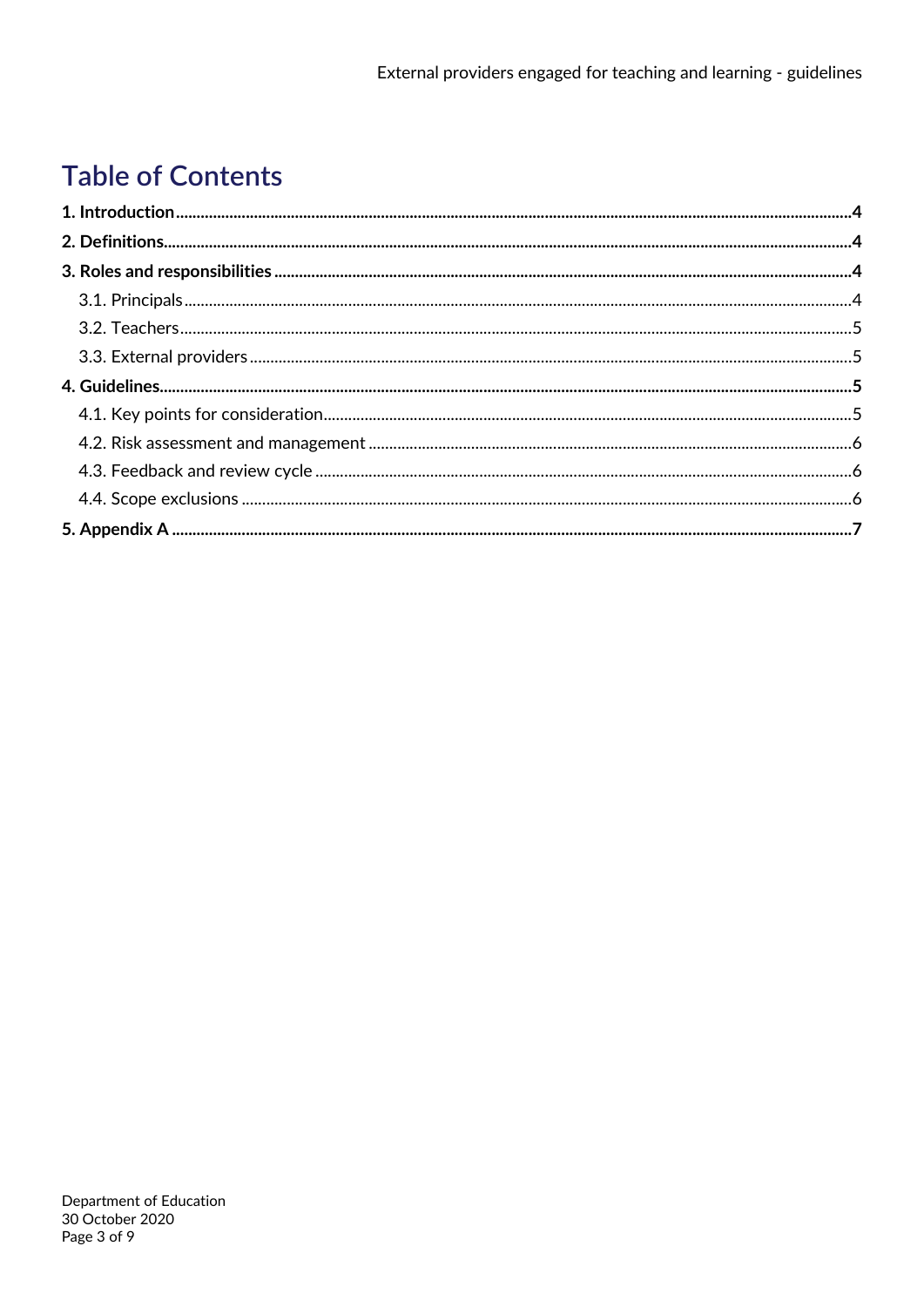# Table of Contents

**1. Introduction** .......... **4**

**2. Definitions** .......... **4**

**3. Roles and responsibilities** .......... **4**

- 3.1. Principals .......... 4
- 3.2. Teachers .......... 5
- 3.3. External providers .......... 5

**4. Guidelines** .......... **5**

- 4.1. Key points for consideration .......... 5
- 4.2. Risk assessment and management .......... 6
- 4.3. Feedback and review cycle .......... 6
- 4.4. Scope exclusions .......... 6

**5. Appendix A** .......... **7**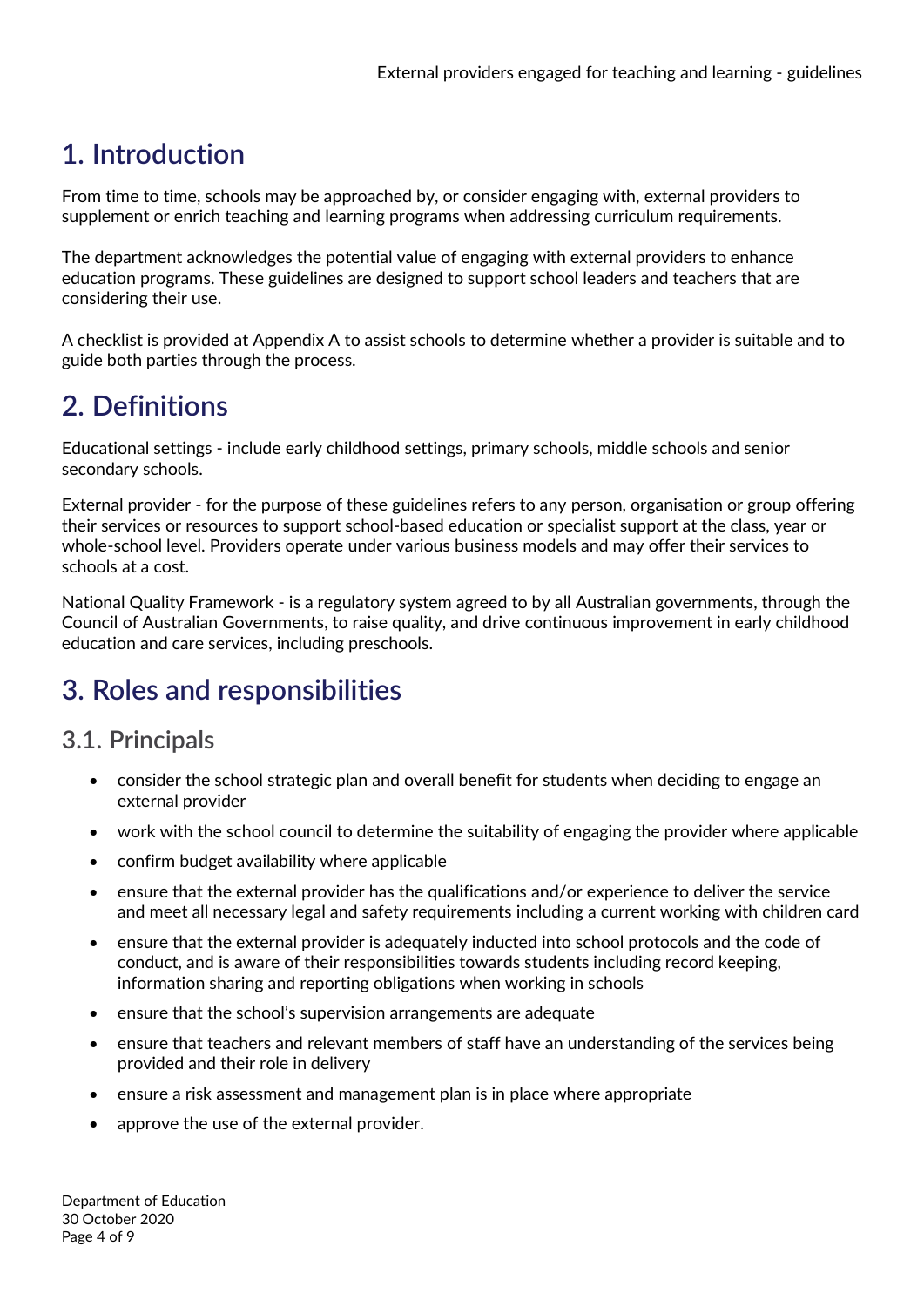# 1. Introduction

From time to time, schools may be approached by, or consider engaging with, external providers to supplement or enrich teaching and learning programs when addressing curriculum requirements.

The department acknowledges the potential value of engaging with external providers to enhance education programs. These guidelines are designed to support school leaders and teachers that are considering their use.

A checklist is provided at Appendix A to assist schools to determine whether a provider is suitable and to guide both parties through the process.

# 2. Definitions

Educational settings - include early childhood settings, primary schools, middle schools and senior secondary schools.

External provider - for the purpose of these guidelines refers to any person, organisation or group offering their services or resources to support school-based education or specialist support at the class, year or whole-school level. Providers operate under various business models and may offer their services to schools at a cost.

National Quality Framework - is a regulatory system agreed to by all Australian governments, through the Council of Australian Governments, to raise quality, and drive continuous improvement in early childhood education and care services, including preschools.

# 3. Roles and responsibilities

## 3.1. Principals

- consider the school strategic plan and overall benefit for students when deciding to engage an external provider
- work with the school council to determine the suitability of engaging the provider where applicable
- confirm budget availability where applicable
- ensure that the external provider has the qualifications and/or experience to deliver the service and meet all necessary legal and safety requirements including a current working with children card
- ensure that the external provider is adequately inducted into school protocols and the code of conduct, and is aware of their responsibilities towards students including record keeping, information sharing and reporting obligations when working in schools
- ensure that the school's supervision arrangements are adequate
- ensure that teachers and relevant members of staff have an understanding of the services being provided and their role in delivery
- ensure a risk assessment and management plan is in place where appropriate
- approve the use of the external provider.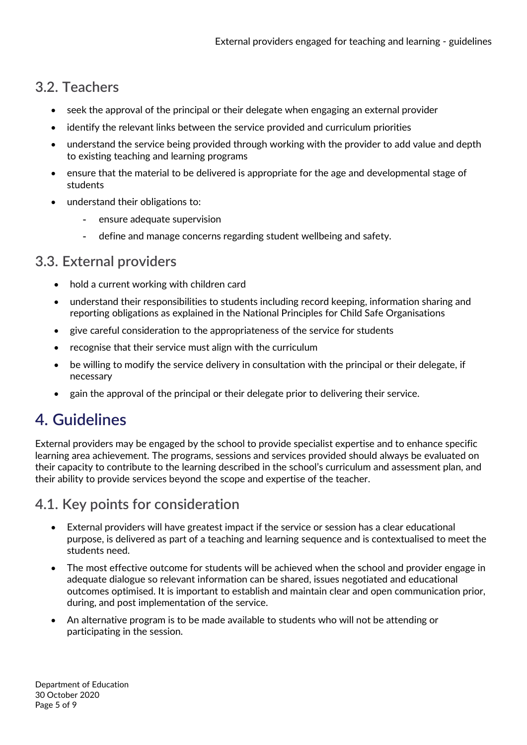## 3.2. Teachers

- seek the approval of the principal or their delegate when engaging an external provider
- identify the relevant links between the service provided and curriculum priorities
- understand the service being provided through working with the provider to add value and depth to existing teaching and learning programs
- ensure that the material to be delivered is appropriate for the age and developmental stage of students
- understand their obligations to:
  - ensure adequate supervision
  - define and manage concerns regarding student wellbeing and safety.

## 3.3. External providers

- hold a current working with children card
- understand their responsibilities to students including record keeping, information sharing and reporting obligations as explained in the National Principles for Child Safe Organisations
- give careful consideration to the appropriateness of the service for students
- recognise that their service must align with the curriculum
- be willing to modify the service delivery in consultation with the principal or their delegate, if necessary
- gain the approval of the principal or their delegate prior to delivering their service.

# 4. Guidelines

External providers may be engaged by the school to provide specialist expertise and to enhance specific learning area achievement. The programs, sessions and services provided should always be evaluated on their capacity to contribute to the learning described in the school's curriculum and assessment plan, and their ability to provide services beyond the scope and expertise of the teacher.

## 4.1. Key points for consideration

- External providers will have greatest impact if the service or session has a clear educational purpose, is delivered as part of a teaching and learning sequence and is contextualised to meet the students need.
- The most effective outcome for students will be achieved when the school and provider engage in adequate dialogue so relevant information can be shared, issues negotiated and educational outcomes optimised. It is important to establish and maintain clear and open communication prior, during, and post implementation of the service.
- An alternative program is to be made available to students who will not be attending or participating in the session.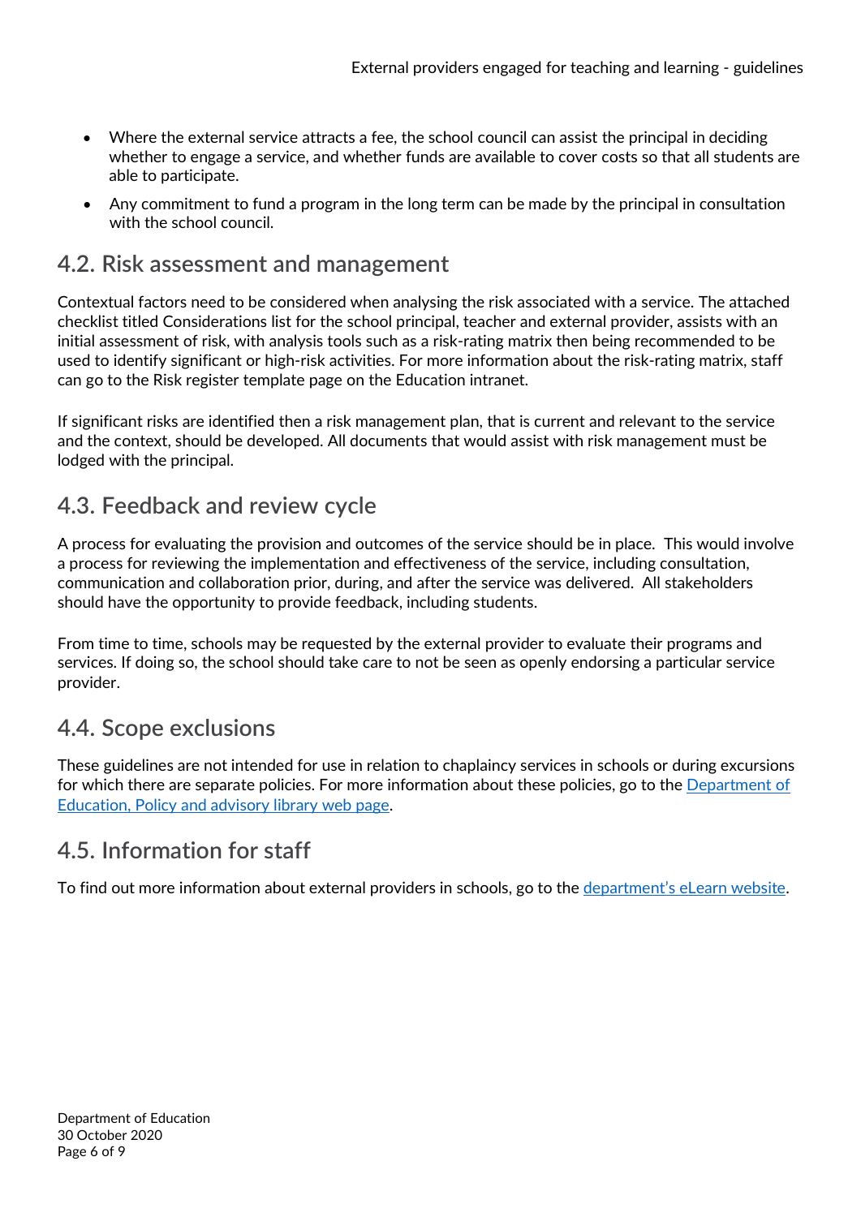- Where the external service attracts a fee, the school council can assist the principal in deciding whether to engage a service, and whether funds are available to cover costs so that all students are able to participate.
- Any commitment to fund a program in the long term can be made by the principal in consultation with the school council.

## 4.2. Risk assessment and management

Contextual factors need to be considered when analysing the risk associated with a service. The attached checklist titled Considerations list for the school principal, teacher and external provider, assists with an initial assessment of risk, with analysis tools such as a risk-rating matrix then being recommended to be used to identify significant or high-risk activities. For more information about the risk-rating matrix, staff can go to the Risk register template page on the Education intranet.

If significant risks are identified then a risk management plan, that is current and relevant to the service and the context, should be developed. All documents that would assist with risk management must be lodged with the principal.

## 4.3. Feedback and review cycle

A process for evaluating the provision and outcomes of the service should be in place. This would involve a process for reviewing the implementation and effectiveness of the service, including consultation, communication and collaboration prior, during, and after the service was delivered. All stakeholders should have the opportunity to provide feedback, including students.

From time to time, schools may be requested by the external provider to evaluate their programs and services. If doing so, the school should take care to not be seen as openly endorsing a particular service provider.

## 4.4. Scope exclusions

These guidelines are not intended for use in relation to chaplaincy services in schools or during excursions for which there are separate policies. For more information about these policies, go to the Department of Education, Policy and advisory library web page.

## 4.5. Information for staff

To find out more information about external providers in schools, go to the department's eLearn website.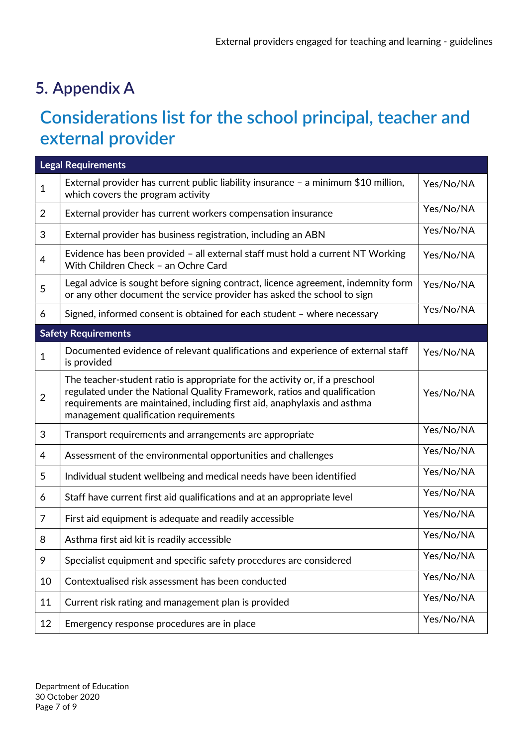# 5. Appendix A

## Considerations list for the school principal, teacher and external provider

| Legal Requirements | | |
|---|---|---|
| 1 | External provider has current public liability insurance – a minimum $10 million, which covers the program activity | Yes/No/NA |
| 2 | External provider has current workers compensation insurance | Yes/No/NA |
| 3 | External provider has business registration, including an ABN | Yes/No/NA |
| 4 | Evidence has been provided – all external staff must hold a current NT Working With Children Check – an Ochre Card | Yes/No/NA |
| 5 | Legal advice is sought before signing contract, licence agreement, indemnity form or any other document the service provider has asked the school to sign | Yes/No/NA |
| 6 | Signed, informed consent is obtained for each student – where necessary | Yes/No/NA |
| **Safety Requirements** | | |
| 1 | Documented evidence of relevant qualifications and experience of external staff is provided | Yes/No/NA |
| 2 | The teacher-student ratio is appropriate for the activity or, if a preschool regulated under the National Quality Framework, ratios and qualification requirements are maintained, including first aid, anaphylaxis and asthma management qualification requirements | Yes/No/NA |
| 3 | Transport requirements and arrangements are appropriate | Yes/No/NA |
| 4 | Assessment of the environmental opportunities and challenges | Yes/No/NA |
| 5 | Individual student wellbeing and medical needs have been identified | Yes/No/NA |
| 6 | Staff have current first aid qualifications and at an appropriate level | Yes/No/NA |
| 7 | First aid equipment is adequate and readily accessible | Yes/No/NA |
| 8 | Asthma first aid kit is readily accessible | Yes/No/NA |
| 9 | Specialist equipment and specific safety procedures are considered | Yes/No/NA |
| 10 | Contextualised risk assessment has been conducted | Yes/No/NA |
| 11 | Current risk rating and management plan is provided | Yes/No/NA |
| 12 | Emergency response procedures are in place | Yes/No/NA |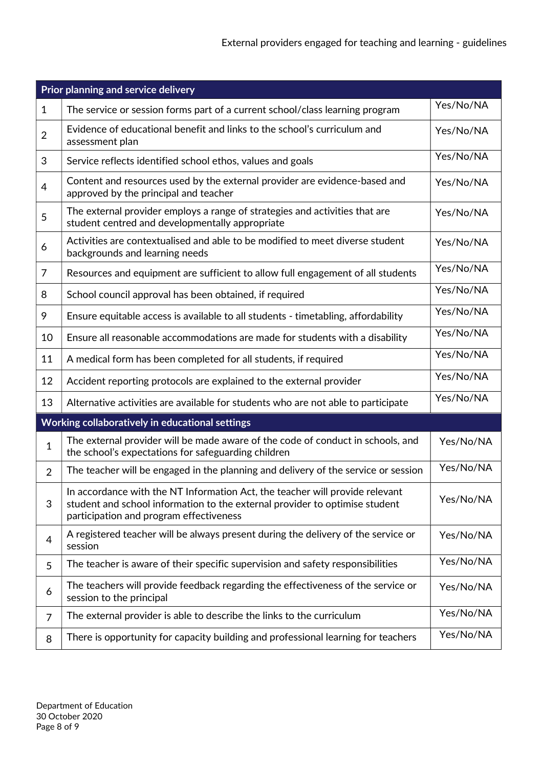| Prior planning and service delivery | | |
|---|---|---|
| 1 | The service or session forms part of a current school/class learning program | Yes/No/NA |
| 2 | Evidence of educational benefit and links to the school's curriculum and assessment plan | Yes/No/NA |
| 3 | Service reflects identified school ethos, values and goals | Yes/No/NA |
| 4 | Content and resources used by the external provider are evidence-based and approved by the principal and teacher | Yes/No/NA |
| 5 | The external provider employs a range of strategies and activities that are student centred and developmentally appropriate | Yes/No/NA |
| 6 | Activities are contextualised and able to be modified to meet diverse student backgrounds and learning needs | Yes/No/NA |
| 7 | Resources and equipment are sufficient to allow full engagement of all students | Yes/No/NA |
| 8 | School council approval has been obtained, if required | Yes/No/NA |
| 9 | Ensure equitable access is available to all students - timetabling, affordability | Yes/No/NA |
| 10 | Ensure all reasonable accommodations are made for students with a disability | Yes/No/NA |
| 11 | A medical form has been completed for all students, if required | Yes/No/NA |
| 12 | Accident reporting protocols are explained to the external provider | Yes/No/NA |
| 13 | Alternative activities are available for students who are not able to participate | Yes/No/NA |
| **Working collaboratively in educational settings** | | |
| 1 | The external provider will be made aware of the code of conduct in schools, and the school's expectations for safeguarding children | Yes/No/NA |
| 2 | The teacher will be engaged in the planning and delivery of the service or session | Yes/No/NA |
| 3 | In accordance with the NT Information Act, the teacher will provide relevant student and school information to the external provider to optimise student participation and program effectiveness | Yes/No/NA |
| 4 | A registered teacher will be always present during the delivery of the service or session | Yes/No/NA |
| 5 | The teacher is aware of their specific supervision and safety responsibilities | Yes/No/NA |
| 6 | The teachers will provide feedback regarding the effectiveness of the service or session to the principal | Yes/No/NA |
| 7 | The external provider is able to describe the links to the curriculum | Yes/No/NA |
| 8 | There is opportunity for capacity building and professional learning for teachers | Yes/No/NA |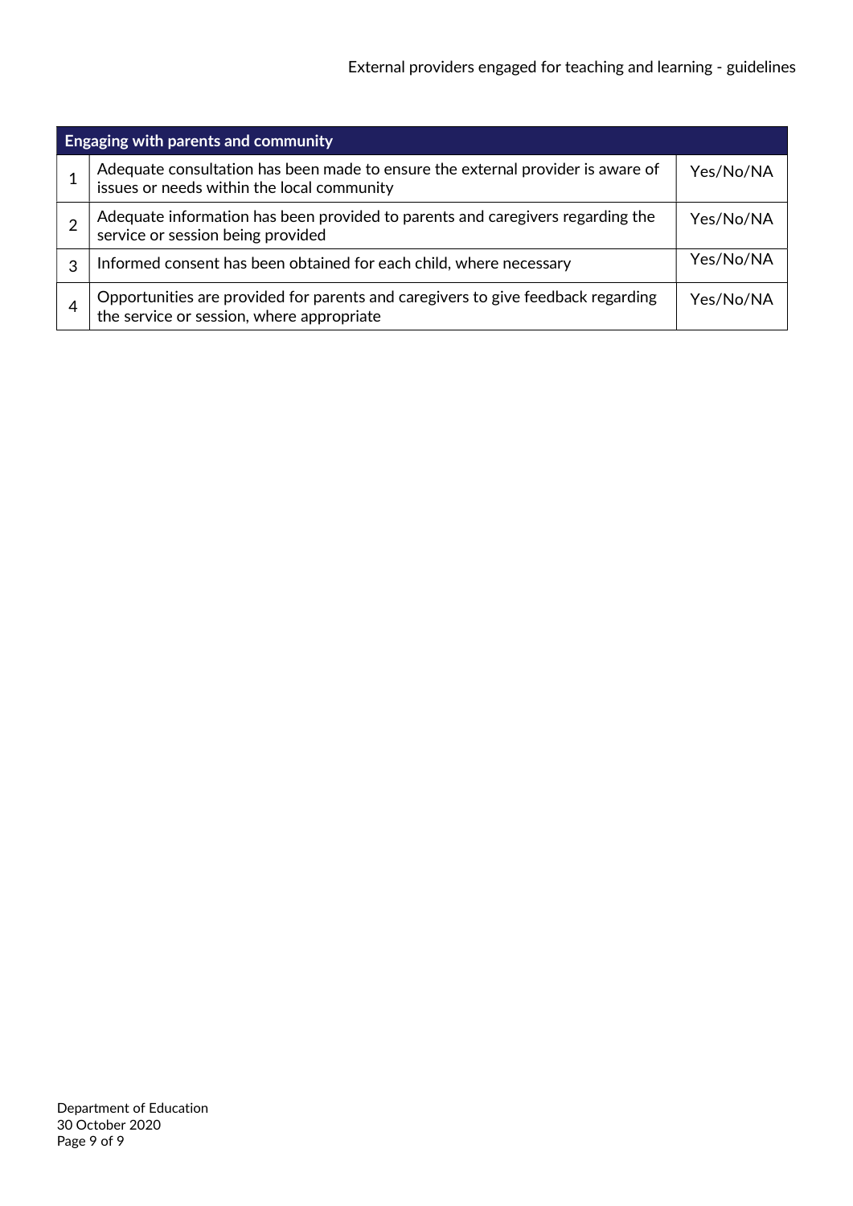| Engaging with parents and community | | |
|---|---|---|
| 1 | Adequate consultation has been made to ensure the external provider is aware of issues or needs within the local community | Yes/No/NA |
| 2 | Adequate information has been provided to parents and caregivers regarding the service or session being provided | Yes/No/NA |
| 3 | Informed consent has been obtained for each child, where necessary | Yes/No/NA |
| 4 | Opportunities are provided for parents and caregivers to give feedback regarding the service or session, where appropriate | Yes/No/NA |

Department of Education
30 October 2020